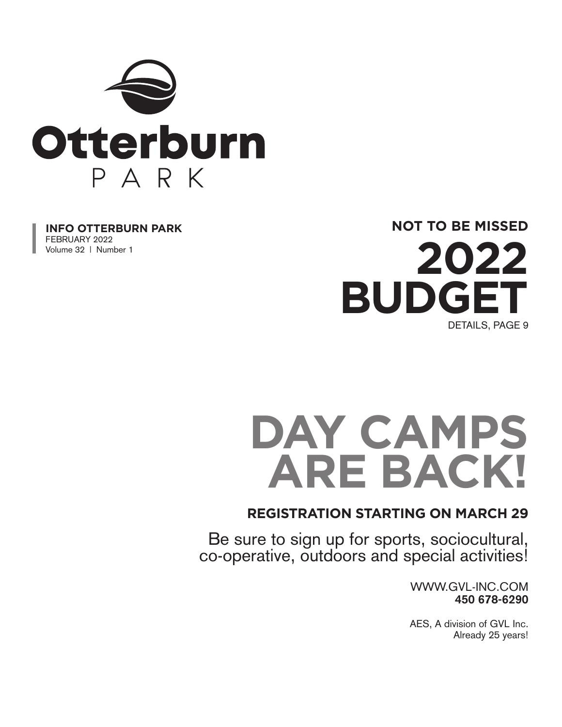# Otterburn PARK

**INFO OTTERBURN PARK**
FEBRUARY 2022
Volume 32 | Number 1

**NOT TO BE MISSED**

# 2022 BUDGET

DETAILS, PAGE 9

# DAY CAMPS ARE BACK!

**REGISTRATION STARTING ON MARCH 29**

Be sure to sign up for sports, sociocultural, co-operative, outdoors and special activities!

WWW.GVL-INC.COM
**450 678-6290**

AES, A division of GVL Inc.
Already 25 years!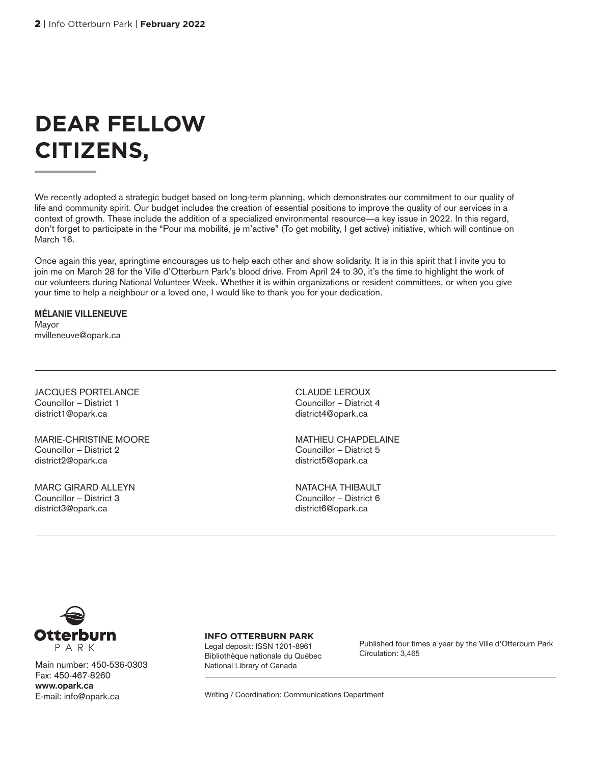# DEAR FELLOW CITIZENS,

We recently adopted a strategic budget based on long-term planning, which demonstrates our commitment to our quality of life and community spirit. Our budget includes the creation of essential positions to improve the quality of our services in a context of growth. These include the addition of a specialized environmental resource—a key issue in 2022. In this regard, don't forget to participate in the "Pour ma mobilité, je m'active" (To get mobility, I get active) initiative, which will continue on March 16.

Once again this year, springtime encourages us to help each other and show solidarity. It is in this spirit that I invite you to join me on March 28 for the Ville d'Otterburn Park's blood drive. From April 24 to 30, it's the time to highlight the work of our volunteers during National Volunteer Week. Whether it is within organizations or resident committees, or when you give your time to help a neighbour or a loved one, I would like to thank you for your dedication.

**MÉLANIE VILLENEUVE**
Mayor
mvilleneuve@opark.ca

---

JACQUES PORTELANCE
Councillor – District 1
district1@opark.ca

MARIE-CHRISTINE MOORE
Councillor – District 2
district2@opark.ca

MARC GIRARD ALLEYN
Councillor – District 3
district3@opark.ca

CLAUDE LEROUX
Councillor – District 4
district4@opark.ca

MATHIEU CHAPDELAINE
Councillor – District 5
district5@opark.ca

NATACHA THIBAULT
Councillor – District 6
district6@opark.ca

---

Otterburn PARK

Main number: 450-536-0303
Fax: 450-467-8260
**www.opark.ca**
E-mail: info@opark.ca

**INFO OTTERBURN PARK**
Legal deposit: ISSN 1201-8961
Bibliothèque nationale du Québec
National Library of Canada

Published four times a year by the Ville d'Otterburn Park
Circulation: 3,465

Writing / Coordination: Communications Department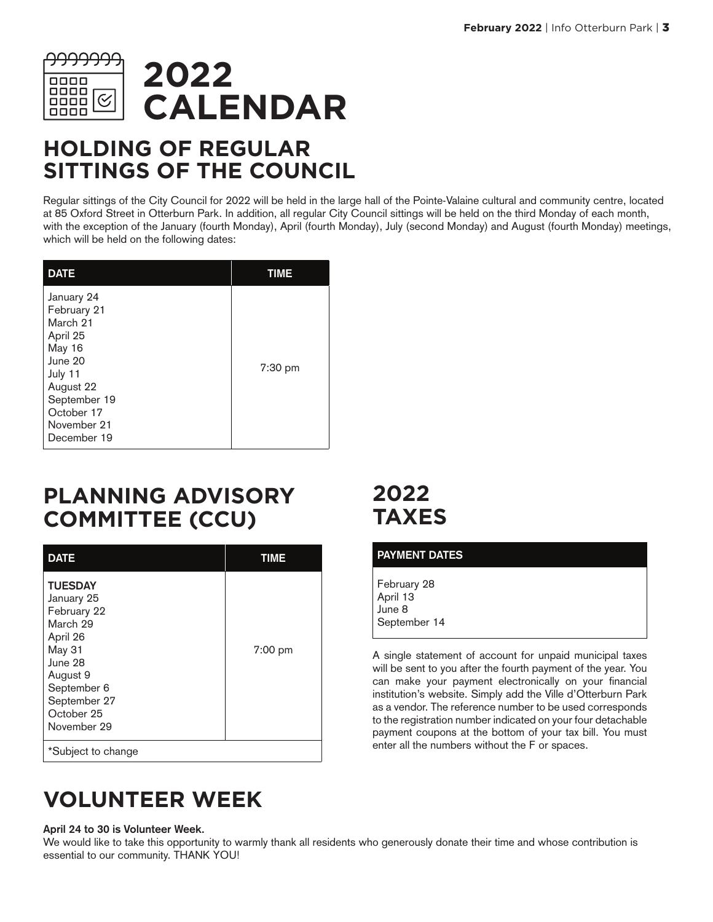// 2022 CALENDAR

## HOLDING OF REGULAR SITTINGS OF THE COUNCIL

Regular sittings of the City Council for 2022 will be held in the large hall of the Pointe-Valaine cultural and community centre, located at 85 Oxford Street in Otterburn Park. In addition, all regular City Council sittings will be held on the third Monday of each month, with the exception of the January (fourth Monday), April (fourth Monday), July (second Monday) and August (fourth Monday) meetings, which will be held on the following dates:

| DATE | TIME |
|---|---|
| January 24<br>February 21<br>March 21<br>April 25<br>May 16<br>June 20<br>July 11<br>August 22<br>September 19<br>October 17<br>November 21<br>December 19 | 7:30 pm |

## PLANNING ADVISORY COMMITTEE (CCU)

| DATE | TIME |
|---|---|
| **TUESDAY**<br>January 25<br>February 22<br>March 29<br>April 26<br>May 31<br>June 28<br>August 9<br>September 6<br>September 27<br>October 25<br>November 29 | 7:00 pm |
| *Subject to change | |

## 2022 TAXES

| PAYMENT DATES |
|---|
| February 28<br>April 13<br>June 8<br>September 14 |

A single statement of account for unpaid municipal taxes will be sent to you after the fourth payment of the year. You can make your payment electronically on your financial institution's website. Simply add the Ville d'Otterburn Park as a vendor. The reference number to be used corresponds to the registration number indicated on your four detachable payment coupons at the bottom of your tax bill. You must enter all the numbers without the F or spaces.

## VOLUNTEER WEEK

**April 24 to 30 is Volunteer Week.**

We would like to take this opportunity to warmly thank all residents who generously donate their time and whose contribution is essential to our community. THANK YOU!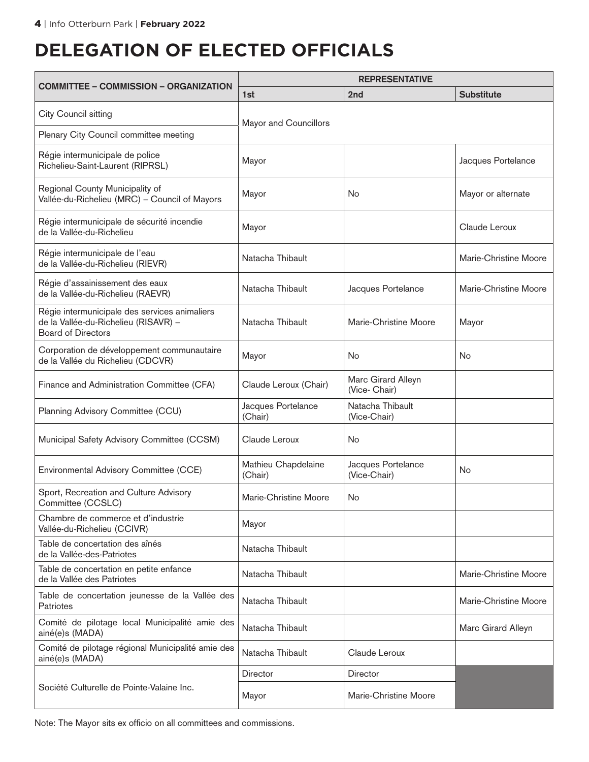# DELEGATION OF ELECTED OFFICIALS

| COMMITTEE – COMMISSION – ORGANIZATION | REPRESENTATIVE | | |
|---|---|---|---|
| | 1st | 2nd | Substitute |
| City Council sitting | Mayor and Councillors | | |
| Plenary City Council committee meeting | | | |
| Régie intermunicipale de police Richelieu-Saint-Laurent (RIPRSL) | Mayor | | Jacques Portelance |
| Regional County Municipality of Vallée-du-Richelieu (MRC) – Council of Mayors | Mayor | No | Mayor or alternate |
| Régie intermunicipale de sécurité incendie de la Vallée-du-Richelieu | Mayor | | Claude Leroux |
| Régie intermunicipale de l'eau de la Vallée-du-Richelieu (RIEVR) | Natacha Thibault | | Marie-Christine Moore |
| Régie d'assainissement des eaux de la Vallée-du-Richelieu (RAEVR) | Natacha Thibault | Jacques Portelance | Marie-Christine Moore |
| Régie intermunicipale des services animaliers de la Vallée-du-Richelieu (RISAVR) – Board of Directors | Natacha Thibault | Marie-Christine Moore | Mayor |
| Corporation de développement communautaire de la Vallée du Richelieu (CDCVR) | Mayor | No | No |
| Finance and Administration Committee (CFA) | Claude Leroux (Chair) | Marc Girard Alleyn (Vice- Chair) | |
| Planning Advisory Committee (CCU) | Jacques Portelance (Chair) | Natacha Thibault (Vice-Chair) | |
| Municipal Safety Advisory Committee (CCSM) | Claude Leroux | No | |
| Environmental Advisory Committee (CCE) | Mathieu Chapdelaine (Chair) | Jacques Portelance (Vice-Chair) | No |
| Sport, Recreation and Culture Advisory Committee (CCSLC) | Marie-Christine Moore | No | |
| Chambre de commerce et d'industrie Vallée-du-Richelieu (CCIVR) | Mayor | | |
| Table de concertation des aînés de la Vallée-des-Patriotes | Natacha Thibault | | |
| Table de concertation en petite enfance de la Vallée des Patriotes | Natacha Thibault | | Marie-Christine Moore |
| Table de concertation jeunesse de la Vallée des Patriotes | Natacha Thibault | | Marie-Christine Moore |
| Comité de pilotage local Municipalité amie des ainé(e)s (MADA) | Natacha Thibault | | Marc Girard Alleyn |
| Comité de pilotage régional Municipalité amie des ainé(e)s (MADA) | Natacha Thibault | Claude Leroux | |
| Société Culturelle de Pointe-Valaine Inc. | Director | Director | |
| | Mayor | Marie-Christine Moore | |

Note: The Mayor sits ex officio on all committees and commissions.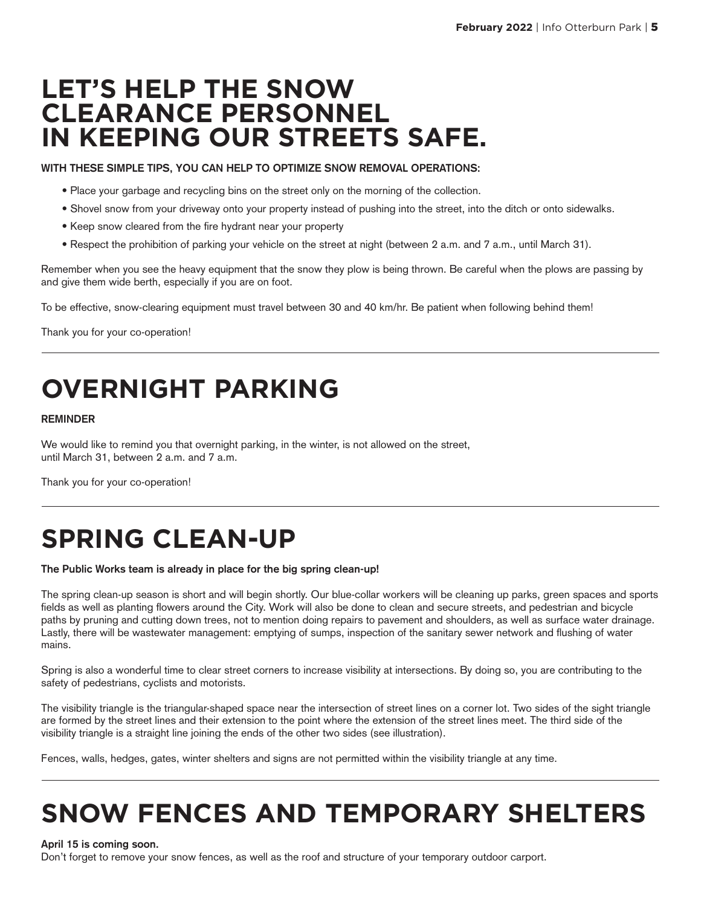# LET'S HELP THE SNOW CLEARANCE PERSONNEL IN KEEPING OUR STREETS SAFE.

**WITH THESE SIMPLE TIPS, YOU CAN HELP TO OPTIMIZE SNOW REMOVAL OPERATIONS:**

- Place your garbage and recycling bins on the street only on the morning of the collection.
- Shovel snow from your driveway onto your property instead of pushing into the street, into the ditch or onto sidewalks.
- Keep snow cleared from the fire hydrant near your property
- Respect the prohibition of parking your vehicle on the street at night (between 2 a.m. and 7 a.m., until March 31).

Remember when you see the heavy equipment that the snow they plow is being thrown. Be careful when the plows are passing by and give them wide berth, especially if you are on foot.

To be effective, snow-clearing equipment must travel between 30 and 40 km/hr. Be patient when following behind them!

Thank you for your co-operation!

---

# OVERNIGHT PARKING

**REMINDER**

We would like to remind you that overnight parking, in the winter, is not allowed on the street, until March 31, between 2 a.m. and 7 a.m.

Thank you for your co-operation!

---

# SPRING CLEAN-UP

**The Public Works team is already in place for the big spring clean-up!**

The spring clean-up season is short and will begin shortly. Our blue-collar workers will be cleaning up parks, green spaces and sports fields as well as planting flowers around the City. Work will also be done to clean and secure streets, and pedestrian and bicycle paths by pruning and cutting down trees, not to mention doing repairs to pavement and shoulders, as well as surface water drainage. Lastly, there will be wastewater management: emptying of sumps, inspection of the sanitary sewer network and flushing of water mains.

Spring is also a wonderful time to clear street corners to increase visibility at intersections. By doing so, you are contributing to the safety of pedestrians, cyclists and motorists.

The visibility triangle is the triangular-shaped space near the intersection of street lines on a corner lot. Two sides of the sight triangle are formed by the street lines and their extension to the point where the extension of the street lines meet. The third side of the visibility triangle is a straight line joining the ends of the other two sides (see illustration).

Fences, walls, hedges, gates, winter shelters and signs are not permitted within the visibility triangle at any time.

---

# SNOW FENCES AND TEMPORARY SHELTERS

**April 15 is coming soon.**
Don't forget to remove your snow fences, as well as the roof and structure of your temporary outdoor carport.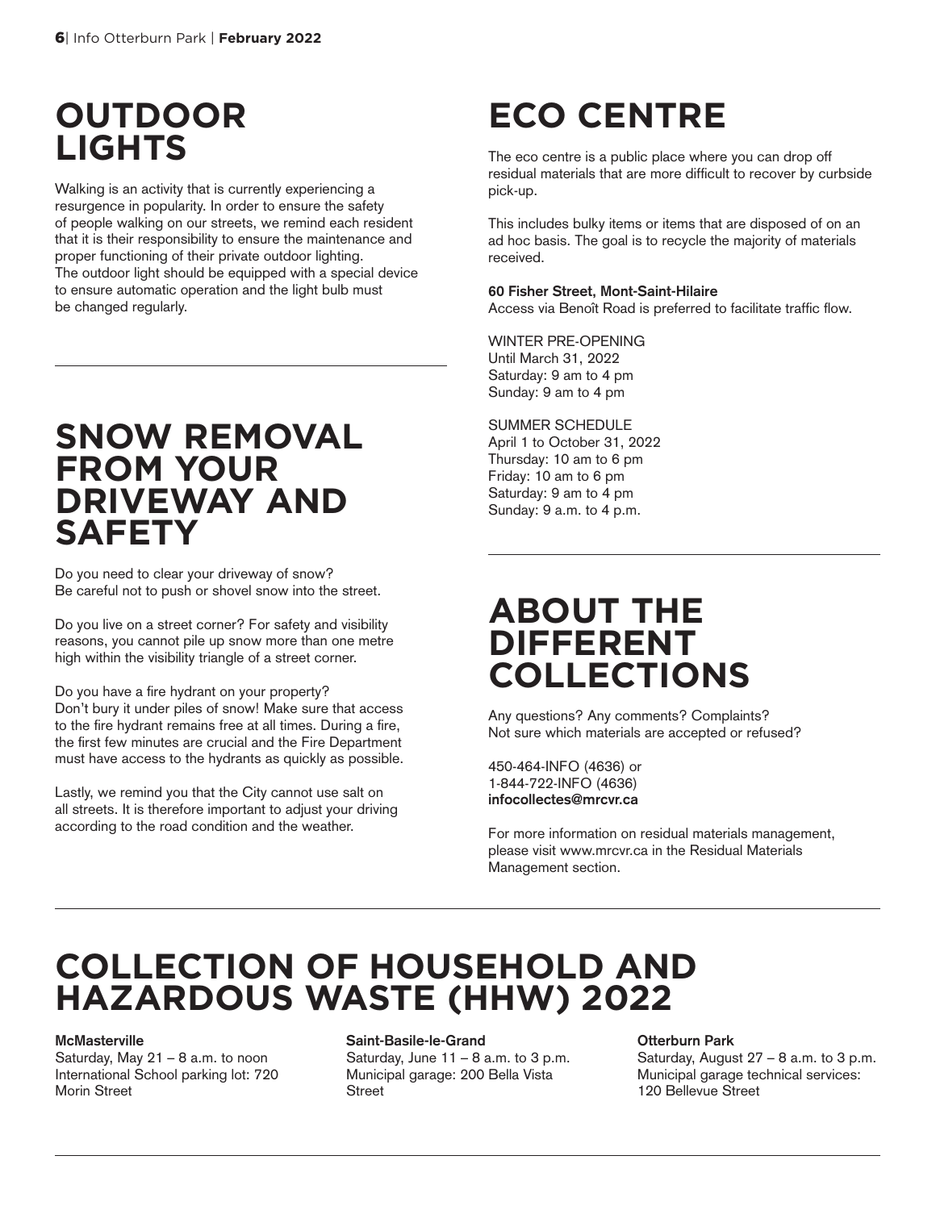## OUTDOOR LIGHTS

Walking is an activity that is currently experiencing a resurgence in popularity. In order to ensure the safety of people walking on our streets, we remind each resident that it is their responsibility to ensure the maintenance and proper functioning of their private outdoor lighting. The outdoor light should be equipped with a special device to ensure automatic operation and the light bulb must be changed regularly.

## SNOW REMOVAL FROM YOUR DRIVEWAY AND SAFETY

Do you need to clear your driveway of snow? Be careful not to push or shovel snow into the street.

Do you live on a street corner? For safety and visibility reasons, you cannot pile up snow more than one metre high within the visibility triangle of a street corner.

Do you have a fire hydrant on your property? Don't bury it under piles of snow! Make sure that access to the fire hydrant remains free at all times. During a fire, the first few minutes are crucial and the Fire Department must have access to the hydrants as quickly as possible.

Lastly, we remind you that the City cannot use salt on all streets. It is therefore important to adjust your driving according to the road condition and the weather.

## ECO CENTRE

The eco centre is a public place where you can drop off residual materials that are more difficult to recover by curbside pick-up.

This includes bulky items or items that are disposed of on an ad hoc basis. The goal is to recycle the majority of materials received.

**60 Fisher Street, Mont-Saint-Hilaire**
Access via Benoît Road is preferred to facilitate traffic flow.

WINTER PRE-OPENING
Until March 31, 2022
Saturday: 9 am to 4 pm
Sunday: 9 am to 4 pm

SUMMER SCHEDULE
April 1 to October 31, 2022
Thursday: 10 am to 6 pm
Friday: 10 am to 6 pm
Saturday: 9 am to 4 pm
Sunday: 9 a.m. to 4 p.m.

## ABOUT THE DIFFERENT COLLECTIONS

Any questions? Any comments? Complaints? Not sure which materials are accepted or refused?

450-464-INFO (4636) or
1-844-722-INFO (4636)
**infocollectes@mrcvr.ca**

For more information on residual materials management, please visit www.mrcvr.ca in the Residual Materials Management section.

## COLLECTION OF HOUSEHOLD AND HAZARDOUS WASTE (HHW) 2022

**McMasterville**
Saturday, May 21 – 8 a.m. to noon
International School parking lot: 720 Morin Street

**Saint-Basile-le-Grand**
Saturday, June 11 – 8 a.m. to 3 p.m.
Municipal garage: 200 Bella Vista Street

**Otterburn Park**
Saturday, August 27 – 8 a.m. to 3 p.m.
Municipal garage technical services: 120 Bellevue Street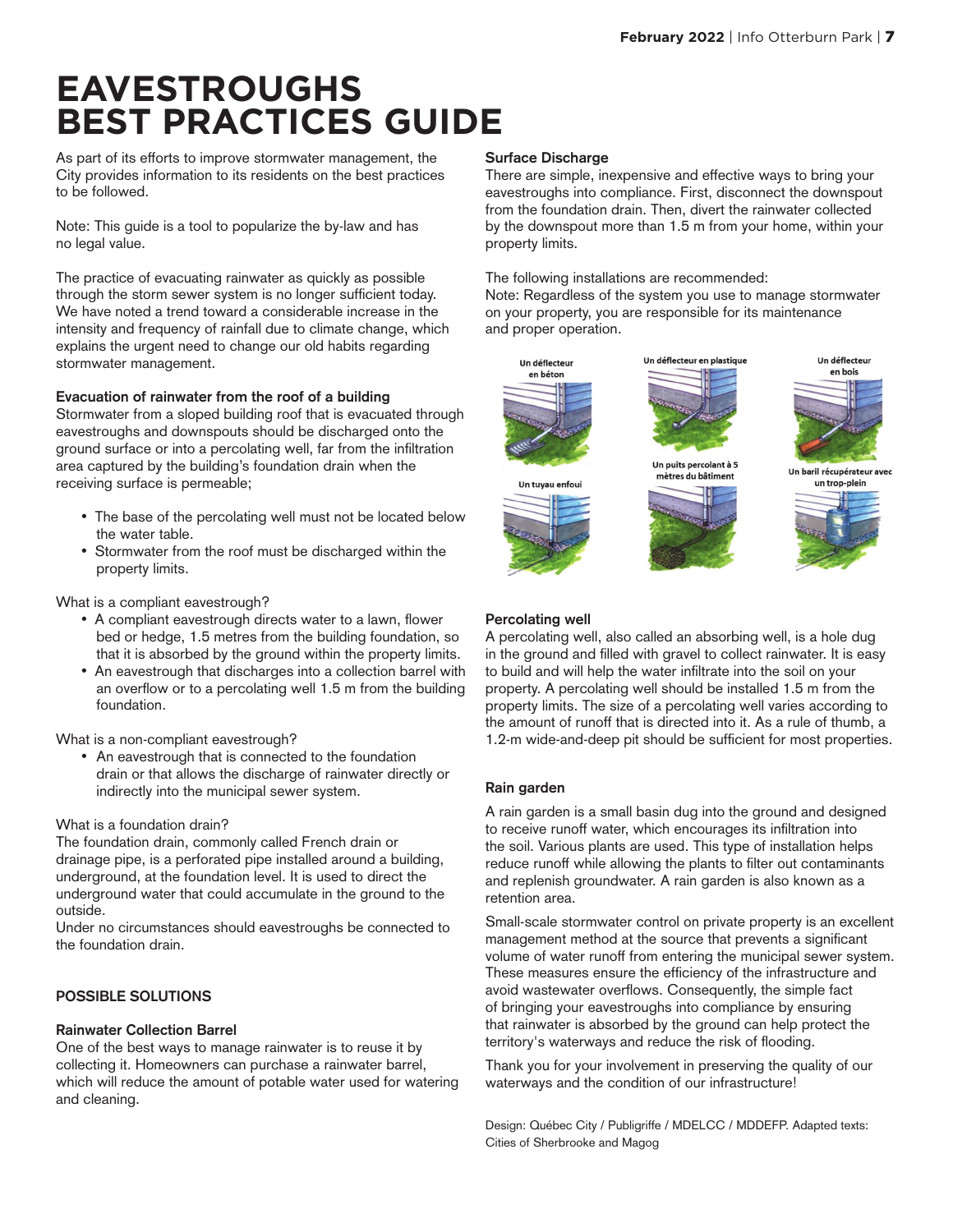# EAVESTROUGHS BEST PRACTICES GUIDE

As part of its efforts to improve stormwater management, the City provides information to its residents on the best practices to be followed.

Note: This guide is a tool to popularize the by-law and has no legal value.

The practice of evacuating rainwater as quickly as possible through the storm sewer system is no longer sufficient today. We have noted a trend toward a considerable increase in the intensity and frequency of rainfall due to climate change, which explains the urgent need to change our old habits regarding stormwater management.

### Evacuation of rainwater from the roof of a building

Stormwater from a sloped building roof that is evacuated through eavestroughs and downspouts should be discharged onto the ground surface or into a percolating well, far from the infiltration area captured by the building's foundation drain when the receiving surface is permeable;

- The base of the percolating well must not be located below the water table.
- Stormwater from the roof must be discharged within the property limits.

What is a compliant eavestrough?

- A compliant eavestrough directs water to a lawn, flower bed or hedge, 1.5 metres from the building foundation, so that it is absorbed by the ground within the property limits.
- An eavestrough that discharges into a collection barrel with an overflow or to a percolating well 1.5 m from the building foundation.

What is a non-compliant eavestrough?

- An eavestrough that is connected to the foundation drain or that allows the discharge of rainwater directly or indirectly into the municipal sewer system.

What is a foundation drain?
The foundation drain, commonly called French drain or drainage pipe, is a perforated pipe installed around a building, underground, at the foundation level. It is used to direct the underground water that could accumulate in the ground to the outside.
Under no circumstances should eavestroughs be connected to the foundation drain.

### POSSIBLE SOLUTIONS

### Rainwater Collection Barrel

One of the best ways to manage rainwater is to reuse it by collecting it. Homeowners can purchase a rainwater barrel, which will reduce the amount of potable water used for watering and cleaning.

### Surface Discharge

There are simple, inexpensive and effective ways to bring your eavestroughs into compliance. First, disconnect the downspout from the foundation drain. Then, divert the rainwater collected by the downspout more than 1.5 m from your home, within your property limits.

The following installations are recommended:
Note: Regardless of the system you use to manage stormwater on your property, you are responsible for its maintenance and proper operation.

Un déflecteur en béton

Un déflecteur en plastique

Un déflecteur en bois

Un tuyau enfoui

Un puits percolant à 5 mètres du bâtiment

Un baril récupérateur avec un trop-plein

### Percolating well

A percolating well, also called an absorbing well, is a hole dug in the ground and filled with gravel to collect rainwater. It is easy to build and will help the water infiltrate into the soil on your property. A percolating well should be installed 1.5 m from the property limits. The size of a percolating well varies according to the amount of runoff that is directed into it. As a rule of thumb, a 1.2-m wide-and-deep pit should be sufficient for most properties.

### Rain garden

A rain garden is a small basin dug into the ground and designed to receive runoff water, which encourages its infiltration into the soil. Various plants are used. This type of installation helps reduce runoff while allowing the plants to filter out contaminants and replenish groundwater. A rain garden is also known as a retention area.

Small-scale stormwater control on private property is an excellent management method at the source that prevents a significant volume of water runoff from entering the municipal sewer system. These measures ensure the efficiency of the infrastructure and avoid wastewater overflows. Consequently, the simple fact of bringing your eavestroughs into compliance by ensuring that rainwater is absorbed by the ground can help protect the territory's waterways and reduce the risk of flooding.

Thank you for your involvement in preserving the quality of our waterways and the condition of our infrastructure!

Design: Québec City / Publigriffe / MDELCC / MDDEFP. Adapted texts: Cities of Sherbrooke and Magog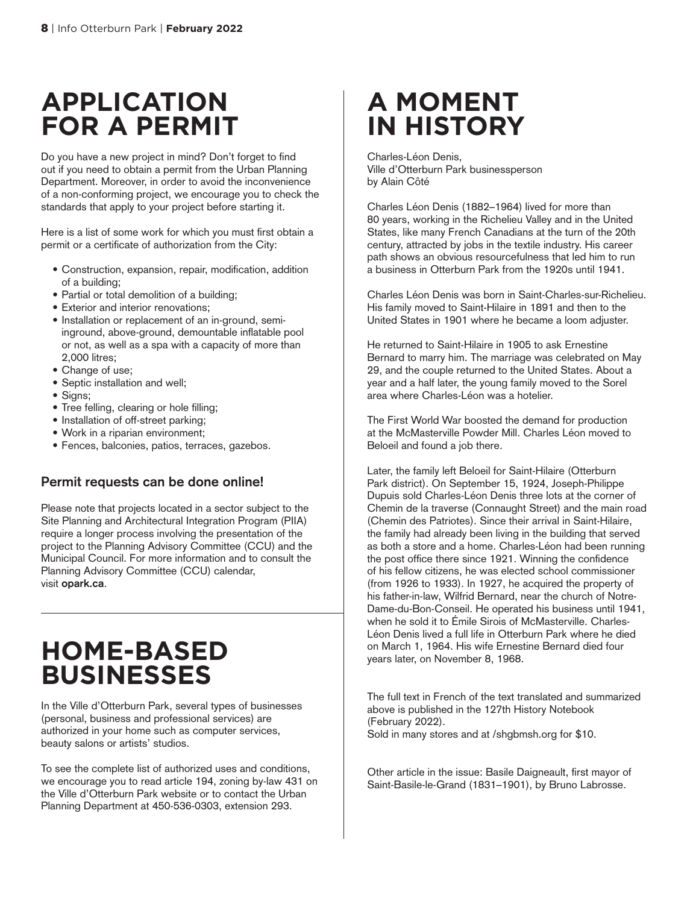# APPLICATION FOR A PERMIT

Do you have a new project in mind? Don't forget to find out if you need to obtain a permit from the Urban Planning Department. Moreover, in order to avoid the inconvenience of a non-conforming project, we encourage you to check the standards that apply to your project before starting it.

Here is a list of some work for which you must first obtain a permit or a certificate of authorization from the City:

- Construction, expansion, repair, modification, addition of a building;
- Partial or total demolition of a building;
- Exterior and interior renovations;
- Installation or replacement of an in-ground, semi-inground, above-ground, demountable inflatable pool or not, as well as a spa with a capacity of more than 2,000 litres;
- Change of use;
- Septic installation and well;
- Signs;
- Tree felling, clearing or hole filling;
- Installation of off-street parking;
- Work in a riparian environment;
- Fences, balconies, patios, terraces, gazebos.

### Permit requests can be done online!

Please note that projects located in a sector subject to the Site Planning and Architectural Integration Program (PIIA) require a longer process involving the presentation of the project to the Planning Advisory Committee (CCU) and the Municipal Council. For more information and to consult the Planning Advisory Committee (CCU) calendar, visit **opark.ca**.

# HOME-BASED BUSINESSES

In the Ville d'Otterburn Park, several types of businesses (personal, business and professional services) are authorized in your home such as computer services, beauty salons or artists' studios.

To see the complete list of authorized uses and conditions, we encourage you to read article 194, zoning by-law 431 on the Ville d'Otterburn Park website or to contact the Urban Planning Department at 450-536-0303, extension 293.

# A MOMENT IN HISTORY

Charles-Léon Denis,
Ville d'Otterburn Park businessperson
by Alain Côté

Charles Léon Denis (1882–1964) lived for more than 80 years, working in the Richelieu Valley and in the United States, like many French Canadians at the turn of the 20th century, attracted by jobs in the textile industry. His career path shows an obvious resourcefulness that led him to run a business in Otterburn Park from the 1920s until 1941.

Charles Léon Denis was born in Saint-Charles-sur-Richelieu. His family moved to Saint-Hilaire in 1891 and then to the United States in 1901 where he became a loom adjuster.

He returned to Saint-Hilaire in 1905 to ask Ernestine Bernard to marry him. The marriage was celebrated on May 29, and the couple returned to the United States. About a year and a half later, the young family moved to the Sorel area where Charles-Léon was a hotelier.

The First World War boosted the demand for production at the McMasterville Powder Mill. Charles Léon moved to Beloeil and found a job there.

Later, the family left Beloeil for Saint-Hilaire (Otterburn Park district). On September 15, 1924, Joseph-Philippe Dupuis sold Charles-Léon Denis three lots at the corner of Chemin de la traverse (Connaught Street) and the main road (Chemin des Patriotes). Since their arrival in Saint-Hilaire, the family had already been living in the building that served as both a store and a home. Charles-Léon had been running the post office there since 1921. Winning the confidence of his fellow citizens, he was elected school commissioner (from 1926 to 1933). In 1927, he acquired the property of his father-in-law, Wilfrid Bernard, near the church of Notre-Dame-du-Bon-Conseil. He operated his business until 1941, when he sold it to Émile Sirois of McMasterville. Charles-Léon Denis lived a full life in Otterburn Park where he died on March 1, 1964. His wife Ernestine Bernard died four years later, on November 8, 1968.

The full text in French of the text translated and summarized above is published in the 127th History Notebook (February 2022).
Sold in many stores and at /shgbmsh.org for $10.

Other article in the issue: Basile Daigneault, first mayor of Saint-Basile-le-Grand (1831–1901), by Bruno Labrosse.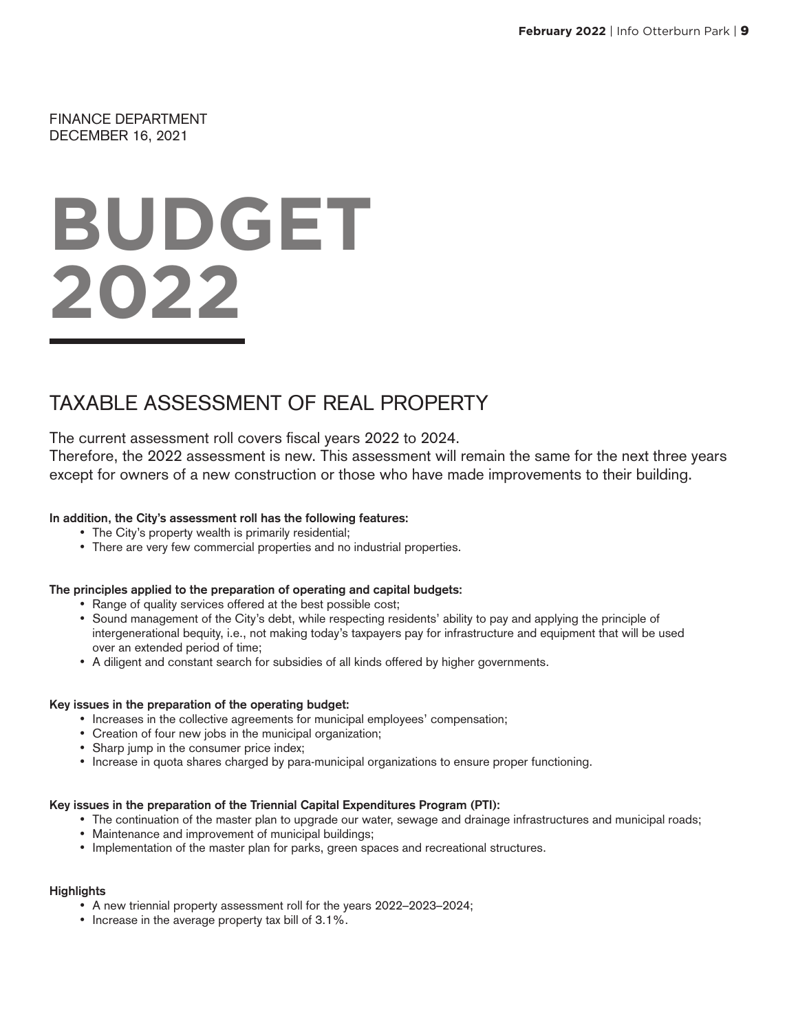FINANCE DEPARTMENT
DECEMBER 16, 2021

# BUDGET 2022

## TAXABLE ASSESSMENT OF REAL PROPERTY

The current assessment roll covers fiscal years 2022 to 2024.
Therefore, the 2022 assessment is new. This assessment will remain the same for the next three years except for owners of a new construction or those who have made improvements to their building.

**In addition, the City's assessment roll has the following features:**

- The City's property wealth is primarily residential;
- There are very few commercial properties and no industrial properties.

**The principles applied to the preparation of operating and capital budgets:**

- Range of quality services offered at the best possible cost;
- Sound management of the City's debt, while respecting residents' ability to pay and applying the principle of intergenerational bequity, i.e., not making today's taxpayers pay for infrastructure and equipment that will be used over an extended period of time;
- A diligent and constant search for subsidies of all kinds offered by higher governments.

**Key issues in the preparation of the operating budget:**

- Increases in the collective agreements for municipal employees' compensation;
- Creation of four new jobs in the municipal organization;
- Sharp jump in the consumer price index;
- Increase in quota shares charged by para-municipal organizations to ensure proper functioning.

**Key issues in the preparation of the Triennial Capital Expenditures Program (PTI):**

- The continuation of the master plan to upgrade our water, sewage and drainage infrastructures and municipal roads;
- Maintenance and improvement of municipal buildings;
- Implementation of the master plan for parks, green spaces and recreational structures.

**Highlights**

- A new triennial property assessment roll for the years 2022–2023–2024;
- Increase in the average property tax bill of 3.1%.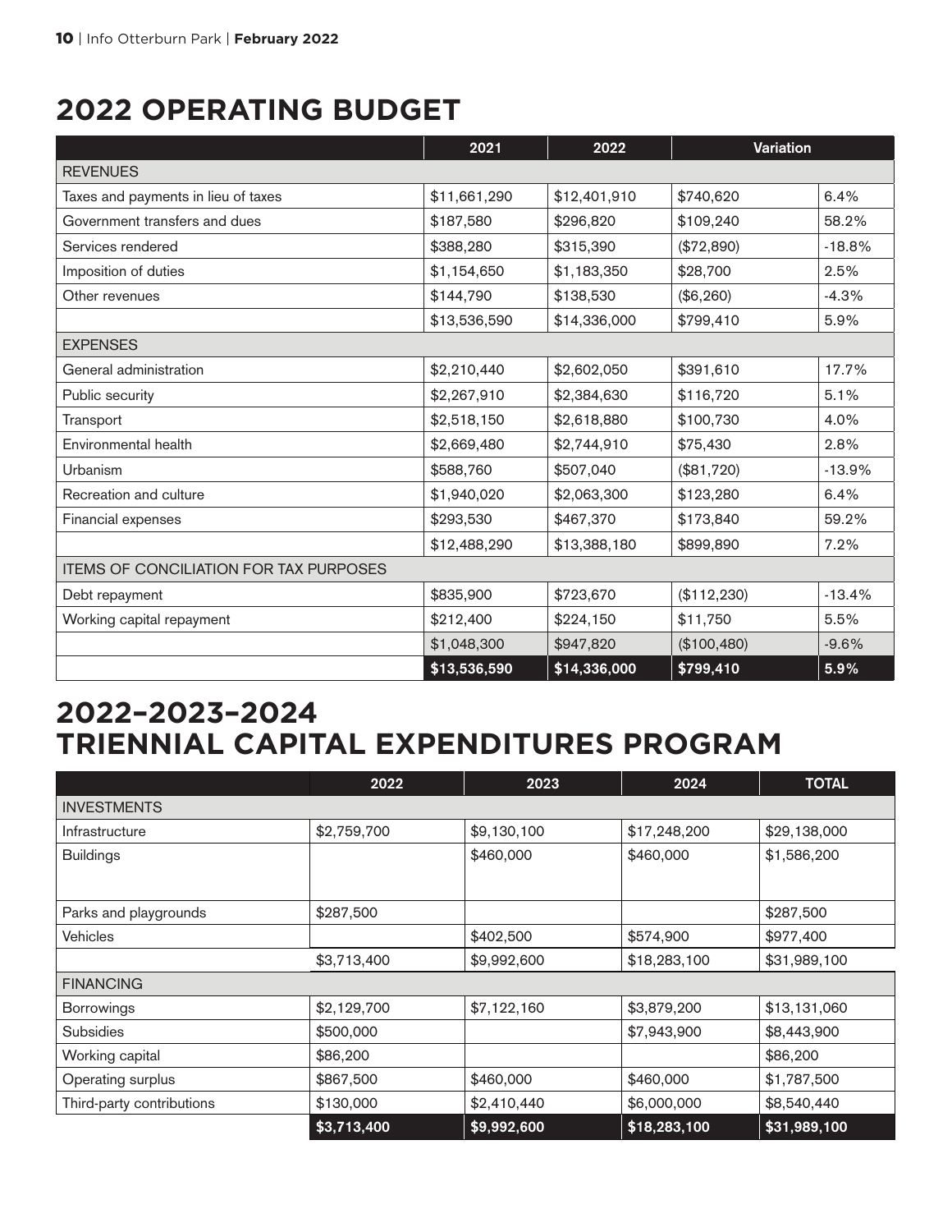# 2022 OPERATING BUDGET

| | 2021 | 2022 | Variation | |
|---|---|---|---|---|
| REVENUES | | | | |
| Taxes and payments in lieu of taxes | $11,661,290 | $12,401,910 | $740,620 | 6.4% |
| Government transfers and dues | $187,580 | $296,820 | $109,240 | 58.2% |
| Services rendered | $388,280 | $315,390 | ($72,890) | -18.8% |
| Imposition of duties | $1,154,650 | $1,183,350 | $28,700 | 2.5% |
| Other revenues | $144,790 | $138,530 | ($6,260) | -4.3% |
| | $13,536,590 | $14,336,000 | $799,410 | 5.9% |
| EXPENSES | | | | |
| General administration | $2,210,440 | $2,602,050 | $391,610 | 17.7% |
| Public security | $2,267,910 | $2,384,630 | $116,720 | 5.1% |
| Transport | $2,518,150 | $2,618,880 | $100,730 | 4.0% |
| Environmental health | $2,669,480 | $2,744,910 | $75,430 | 2.8% |
| Urbanism | $588,760 | $507,040 | ($81,720) | -13.9% |
| Recreation and culture | $1,940,020 | $2,063,300 | $123,280 | 6.4% |
| Financial expenses | $293,530 | $467,370 | $173,840 | 59.2% |
| | $12,488,290 | $13,388,180 | $899,890 | 7.2% |
| ITEMS OF CONCILIATION FOR TAX PURPOSES | | | | |
| Debt repayment | $835,900 | $723,670 | ($112,230) | -13.4% |
| Working capital repayment | $212,400 | $224,150 | $11,750 | 5.5% |
| | $1,048,300 | $947,820 | ($100,480) | -9.6% |
| | **$13,536,590** | **$14,336,000** | **$799,410** | **5.9%** |

# 2022–2023–2024 TRIENNIAL CAPITAL EXPENDITURES PROGRAM

| | 2022 | 2023 | 2024 | TOTAL |
|---|---|---|---|---|
| INVESTMENTS | | | | |
| Infrastructure | $2,759,700 | $9,130,100 | $17,248,200 | $29,138,000 |
| Buildings | | $460,000 | $460,000 | $1,586,200 |
| Parks and playgrounds | $287,500 | | | $287,500 |
| Vehicles | | $402,500 | $574,900 | $977,400 |
| | $3,713,400 | $9,992,600 | $18,283,100 | $31,989,100 |
| FINANCING | | | | |
| Borrowings | $2,129,700 | $7,122,160 | $3,879,200 | $13,131,060 |
| Subsidies | $500,000 | | $7,943,900 | $8,443,900 |
| Working capital | $86,200 | | | $86,200 |
| Operating surplus | $867,500 | $460,000 | $460,000 | $1,787,500 |
| Third-party contributions | $130,000 | $2,410,440 | $6,000,000 | $8,540,440 |
| | **$3,713,400** | **$9,992,600** | **$18,283,100** | **$31,989,100** |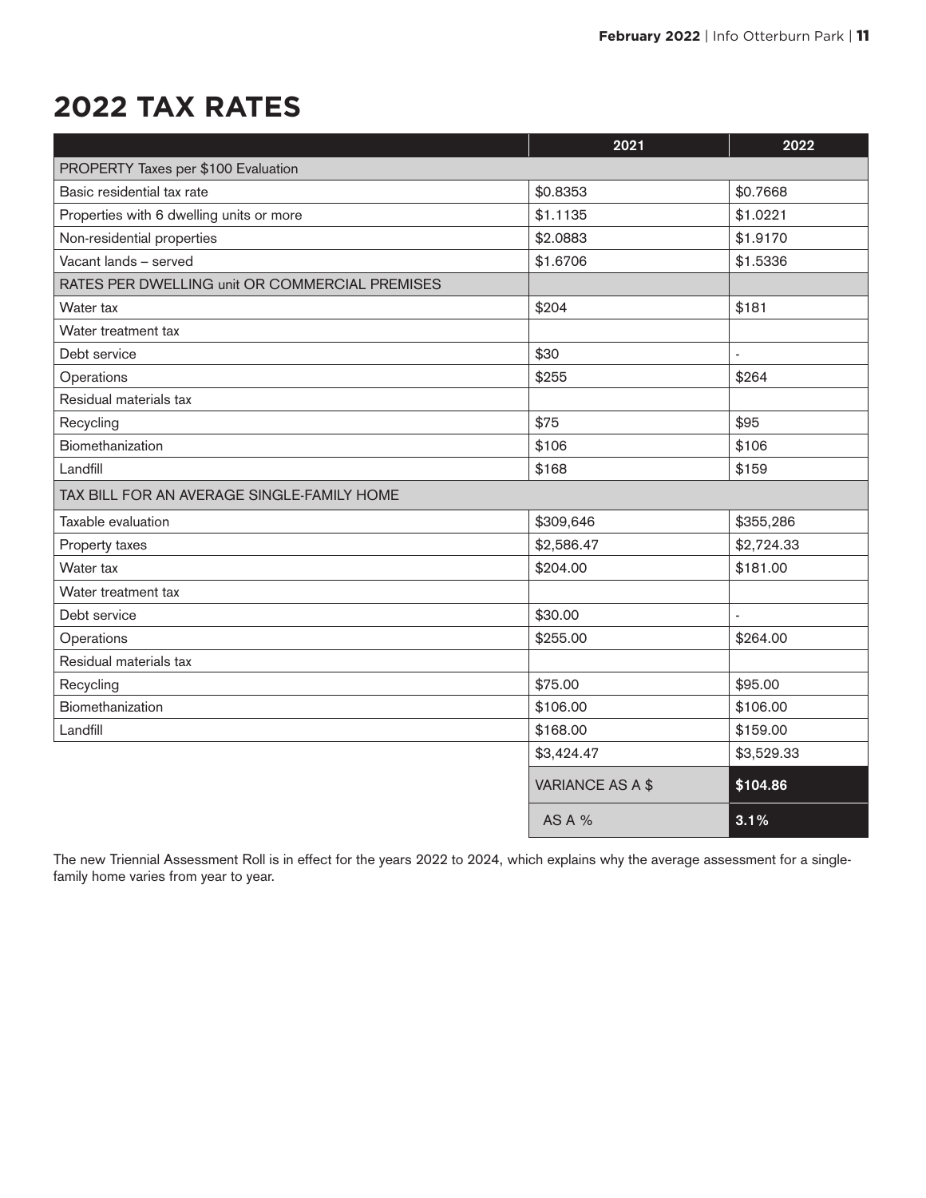# 2022 TAX RATES

| | 2021 | 2022 |
|---|---|---|
| PROPERTY Taxes per $100 Evaluation | | |
| Basic residential tax rate | $0.8353 | $0.7668 |
| Properties with 6 dwelling units or more | $1.1135 | $1.0221 |
| Non-residential properties | $2.0883 | $1.9170 |
| Vacant lands – served | $1.6706 | $1.5336 |
| RATES PER DWELLING unit OR COMMERCIAL PREMISES | | |
| Water tax | $204 | $181 |
| Water treatment tax | | |
| Debt service | $30 | - |
| Operations | $255 | $264 |
| Residual materials tax | | |
| Recycling | $75 | $95 |
| Biomethanization | $106 | $106 |
| Landfill | $168 | $159 |
| TAX BILL FOR AN AVERAGE SINGLE-FAMILY HOME | | |
| Taxable evaluation | $309,646 | $355,286 |
| Property taxes | $2,586.47 | $2,724.33 |
| Water tax | $204.00 | $181.00 |
| Water treatment tax | | |
| Debt service | $30.00 | - |
| Operations | $255.00 | $264.00 |
| Residual materials tax | | |
| Recycling | $75.00 | $95.00 |
| Biomethanization | $106.00 | $106.00 |
| Landfill | $168.00 | $159.00 |
| | $3,424.47 | $3,529.33 |
| | VARIANCE AS A $ | **$104.86** |
| | AS A % | **3.1%** |

The new Triennial Assessment Roll is in effect for the years 2022 to 2024, which explains why the average assessment for a single-family home varies from year to year.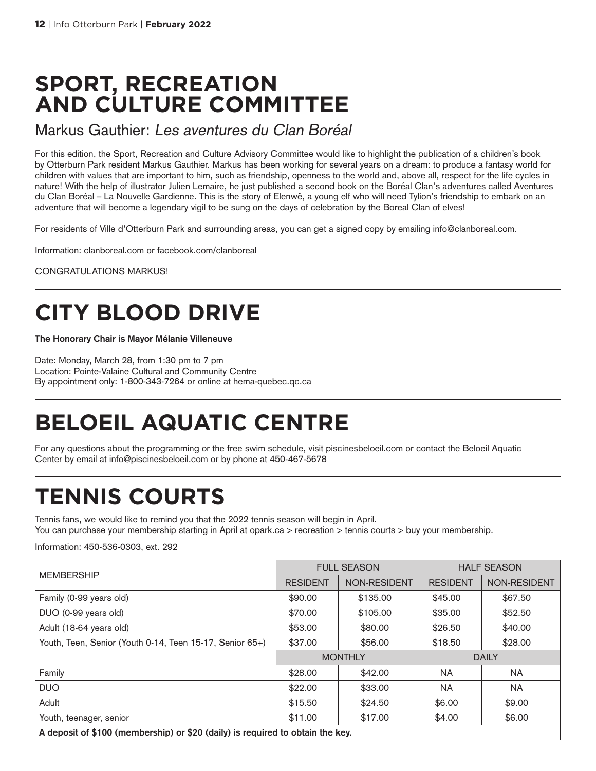# SPORT, RECREATION AND CULTURE COMMITTEE

## Markus Gauthier: *Les aventures du Clan Boréal*

For this edition, the Sport, Recreation and Culture Advisory Committee would like to highlight the publication of a children's book by Otterburn Park resident Markus Gauthier. Markus has been working for several years on a dream: to produce a fantasy world for children with values that are important to him, such as friendship, openness to the world and, above all, respect for the life cycles in nature! With the help of illustrator Julien Lemaire, he just published a second book on the Boréal Clan's adventures called Aventures du Clan Boréal – La Nouvelle Gardienne. This is the story of Elenwë, a young elf who will need Tylion's friendship to embark on an adventure that will become a legendary vigil to be sung on the days of celebration by the Boreal Clan of elves!

For residents of Ville d'Otterburn Park and surrounding areas, you can get a signed copy by emailing info@clanboreal.com.

Information: clanboreal.com or facebook.com/clanboreal

CONGRATULATIONS MARKUS!

---

# CITY BLOOD DRIVE

**The Honorary Chair is Mayor Mélanie Villeneuve**

Date: Monday, March 28, from 1:30 pm to 7 pm
Location: Pointe-Valaine Cultural and Community Centre
By appointment only: 1-800-343-7264 or online at hema-quebec.qc.ca

---

# BELOEIL AQUATIC CENTRE

For any questions about the programming or the free swim schedule, visit piscinesbeloeil.com or contact the Beloeil Aquatic Center by email at info@piscinesbeloeil.com or by phone at 450-467-5678

---

# TENNIS COURTS

Tennis fans, we would like to remind you that the 2022 tennis season will begin in April.
You can purchase your membership starting in April at opark.ca > recreation > tennis courts > buy your membership.

Information: 450-536-0303, ext. 292

| MEMBERSHIP | FULL SEASON | | HALF SEASON | |
|---|---|---|---|---|
| | RESIDENT | NON-RESIDENT | RESIDENT | NON-RESIDENT |
| Family (0-99 years old) | $90.00 | $135.00 | $45.00 | $67.50 |
| DUO (0-99 years old) | $70.00 | $105.00 | $35.00 | $52.50 |
| Adult (18-64 years old) | $53.00 | $80.00 | $26.50 | $40.00 |
| Youth, Teen, Senior (Youth 0-14, Teen 15-17, Senior 65+) | $37.00 | $56.00 | $18.50 | $28.00 |
| | MONTHLY | | DAILY | |
| Family | $28.00 | $42.00 | NA | NA |
| DUO | $22.00 | $33.00 | NA | NA |
| Adult | $15.50 | $24.50 | $6.00 | $9.00 |
| Youth, teenager, senior | $11.00 | $17.00 | $4.00 | $6.00 |
| **A deposit of $100 (membership) or $20 (daily) is required to obtain the key.** | | | | |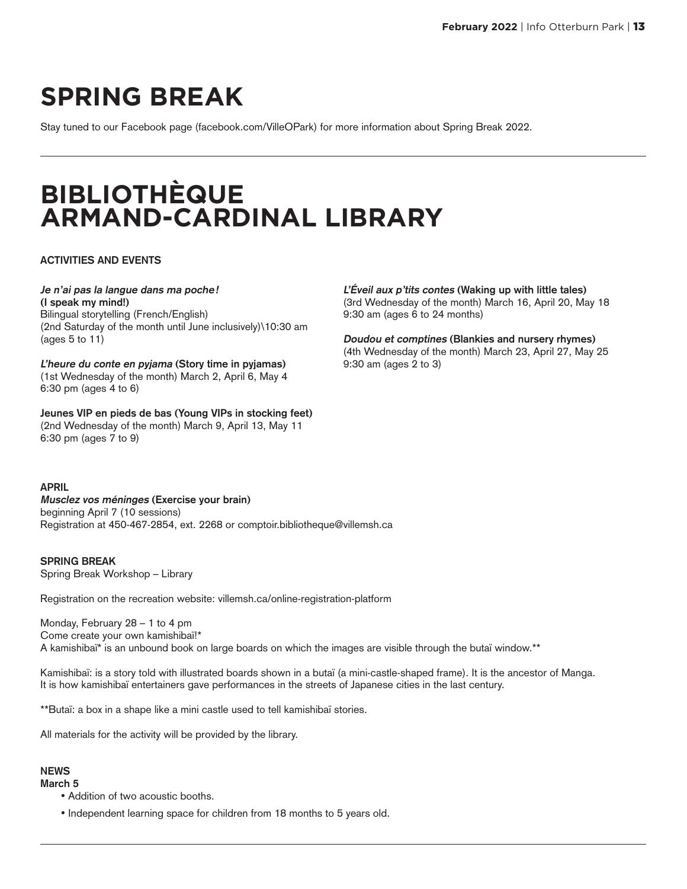# SPRING BREAK

Stay tuned to our Facebook page (facebook.com/VilleOPark) for more information about Spring Break 2022.

---

# BIBLIOTHÈQUE ARMAND-CARDINAL LIBRARY

**ACTIVITIES AND EVENTS**

***Je n'ai pas la langue dans ma poche!***
**(I speak my mind!)**
Bilingual storytelling (French/English)
(2nd Saturday of the month until June inclusively)\10:30 am
(ages 5 to 11)

***L'heure du conte en pyjama*** **(Story time in pyjamas)**
(1st Wednesday of the month) March 2, April 6, May 4
6:30 pm (ages 4 to 6)

**Jeunes VIP en pieds de bas (Young VIPs in stocking feet)**
(2nd Wednesday of the month) March 9, April 13, May 11
6:30 pm (ages 7 to 9)

***L'Éveil aux p'tits contes*** **(Waking up with little tales)**
(3rd Wednesday of the month) March 16, April 20, May 18
9:30 am (ages 6 to 24 months)

***Doudou et comptines*** **(Blankies and nursery rhymes)**
(4th Wednesday of the month) March 23, April 27, May 25
9:30 am (ages 2 to 3)

**APRIL**
***Musclez vos méninges*** **(Exercise your brain)**
beginning April 7 (10 sessions)
Registration at 450-467-2854, ext. 2268 or comptoir.bibliotheque@villemsh.ca

**SPRING BREAK**
Spring Break Workshop – Library

Registration on the recreation website: villemsh.ca/online-registration-platform

Monday, February 28 – 1 to 4 pm
Come create your own kamishibaï!*
A kamishibaï* is an unbound book on large boards on which the images are visible through the butaï window.**

Kamishibaï: is a story told with illustrated boards shown in a butaï (a mini-castle-shaped frame). It is the ancestor of Manga. It is how kamishibaï entertainers gave performances in the streets of Japanese cities in the last century.

**Butaï: a box in a shape like a mini castle used to tell kamishibaï stories.

All materials for the activity will be provided by the library.

**NEWS**
**March 5**

- Addition of two acoustic booths.
- Independent learning space for children from 18 months to 5 years old.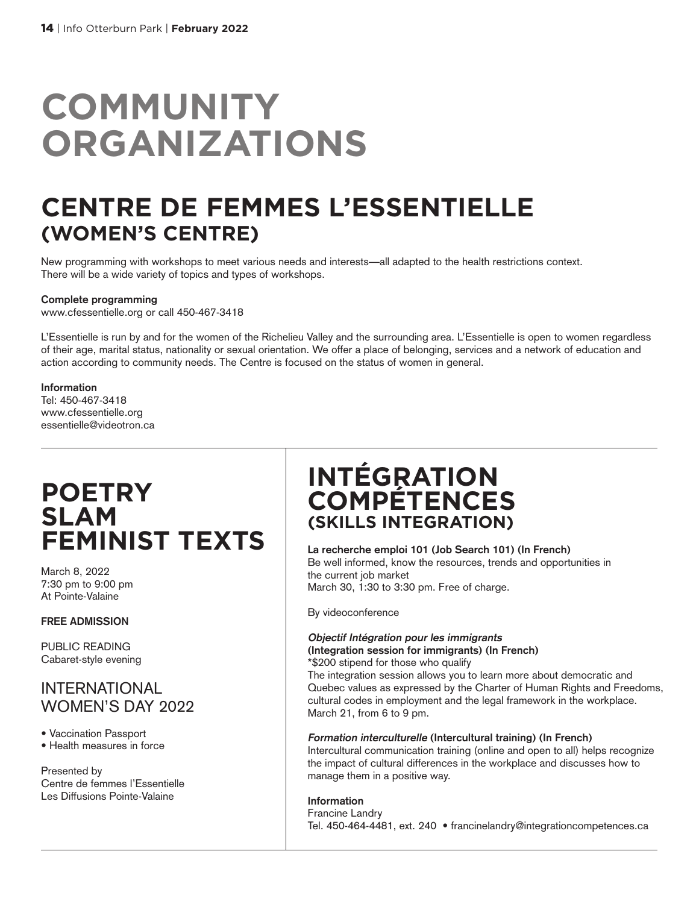# COMMUNITY ORGANIZATIONS

## CENTRE DE FEMMES L'ESSENTIELLE (WOMEN'S CENTRE)

New programming with workshops to meet various needs and interests—all adapted to the health restrictions context. There will be a wide variety of topics and types of workshops.

**Complete programming**
www.cfessentielle.org or call 450-467-3418

L'Essentielle is run by and for the women of the Richelieu Valley and the surrounding area. L'Essentielle is open to women regardless of their age, marital status, nationality or sexual orientation. We offer a place of belonging, services and a network of education and action according to community needs. The Centre is focused on the status of women in general.

**Information**
Tel: 450-467-3418
www.cfessentielle.org
essentielle@videotron.ca

## POETRY SLAM FEMINIST TEXTS

March 8, 2022
7:30 pm to 9:00 pm
At Pointe-Valaine

**FREE ADMISSION**

PUBLIC READING
Cabaret-style evening

### INTERNATIONAL WOMEN'S DAY 2022

- Vaccination Passport
- Health measures in force

Presented by
Centre de femmes l'Essentielle
Les Diffusions Pointe-Valaine

## INTÉGRATION COMPÉTENCES (SKILLS INTEGRATION)

**La recherche emploi 101 (Job Search 101) (In French)**
Be well informed, know the resources, trends and opportunities in the current job market
March 30, 1:30 to 3:30 pm. Free of charge.

By videoconference

***Objectif Intégration pour les immigrants***
**(Integration session for immigrants) (In French)**
*$200 stipend for those who qualify
The integration session allows you to learn more about democratic and Quebec values as expressed by the Charter of Human Rights and Freedoms, cultural codes in employment and the legal framework in the workplace.
March 21, from 6 to 9 pm.

***Formation interculturelle* (Intercultural training) (In French)**
Intercultural communication training (online and open to all) helps recognize the impact of cultural differences in the workplace and discusses how to manage them in a positive way.

**Information**
Francine Landry
Tel. 450-464-4481, ext. 240 • francinelandry@integrationcompetences.ca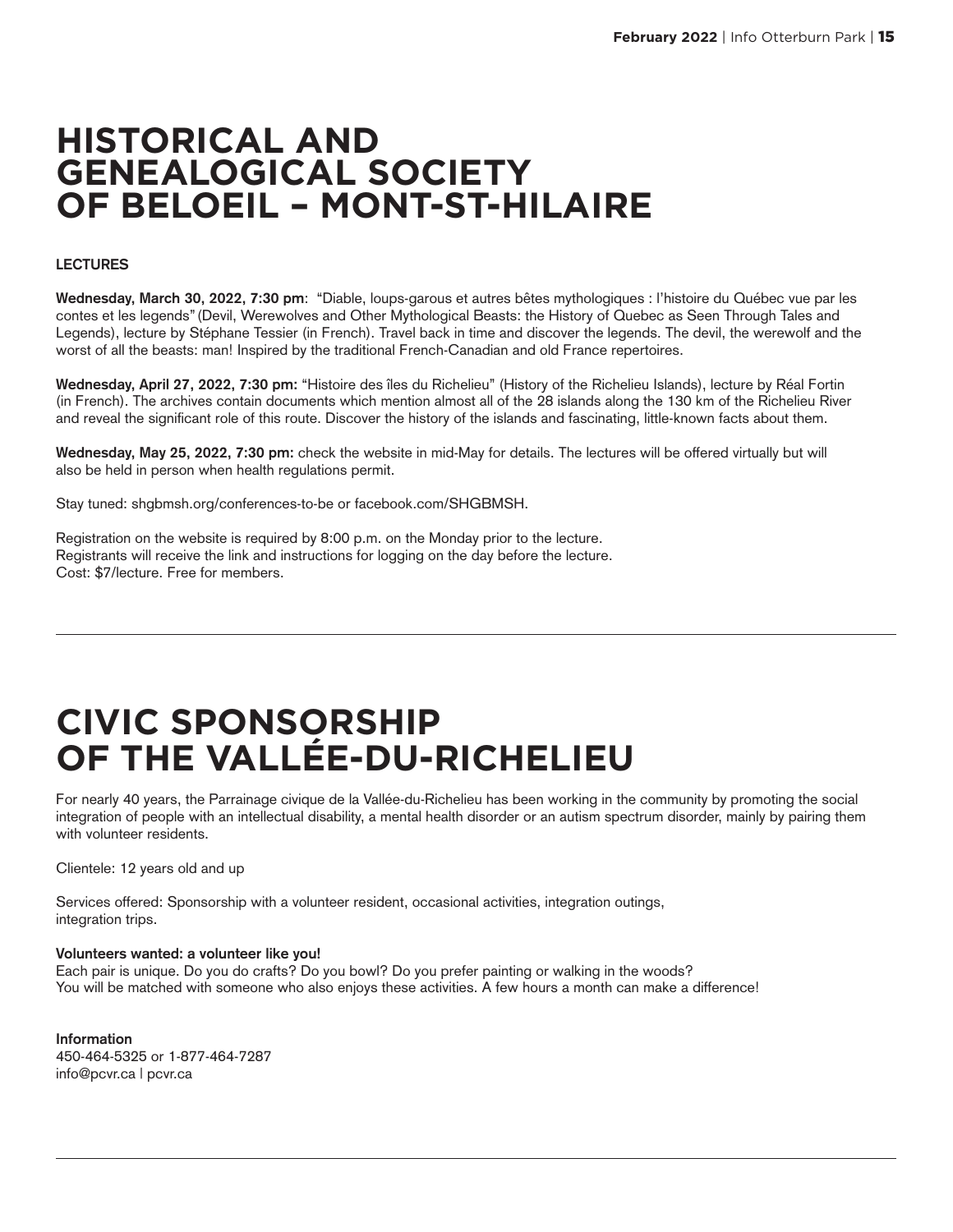# HISTORICAL AND GENEALOGICAL SOCIETY OF BELOEIL – MONT-ST-HILAIRE

**LECTURES**

**Wednesday, March 30, 2022, 7:30 pm**: "Diable, loups-garous et autres bêtes mythologiques : l'histoire du Québec vue par les contes et les legends" (Devil, Werewolves and Other Mythological Beasts: the History of Quebec as Seen Through Tales and Legends), lecture by Stéphane Tessier (in French). Travel back in time and discover the legends. The devil, the werewolf and the worst of all the beasts: man! Inspired by the traditional French-Canadian and old France repertoires.

**Wednesday, April 27, 2022, 7:30 pm:** "Histoire des îles du Richelieu" (History of the Richelieu Islands), lecture by Réal Fortin (in French). The archives contain documents which mention almost all of the 28 islands along the 130 km of the Richelieu River and reveal the significant role of this route. Discover the history of the islands and fascinating, little-known facts about them.

**Wednesday, May 25, 2022, 7:30 pm:** check the website in mid-May for details. The lectures will be offered virtually but will also be held in person when health regulations permit.

Stay tuned: shgbmsh.org/conferences-to-be or facebook.com/SHGBMSH.

Registration on the website is required by 8:00 p.m. on the Monday prior to the lecture.
Registrants will receive the link and instructions for logging on the day before the lecture.
Cost: $7/lecture. Free for members.

---

# CIVIC SPONSORSHIP OF THE VALLÉE-DU-RICHELIEU

For nearly 40 years, the Parrainage civique de la Vallée-du-Richelieu has been working in the community by promoting the social integration of people with an intellectual disability, a mental health disorder or an autism spectrum disorder, mainly by pairing them with volunteer residents.

Clientele: 12 years old and up

Services offered: Sponsorship with a volunteer resident, occasional activities, integration outings, integration trips.

**Volunteers wanted: a volunteer like you!**
Each pair is unique. Do you do crafts? Do you bowl? Do you prefer painting or walking in the woods?
You will be matched with someone who also enjoys these activities. A few hours a month can make a difference!

**Information**
450-464-5325 or 1-877-464-7287
info@pcvr.ca | pcvr.ca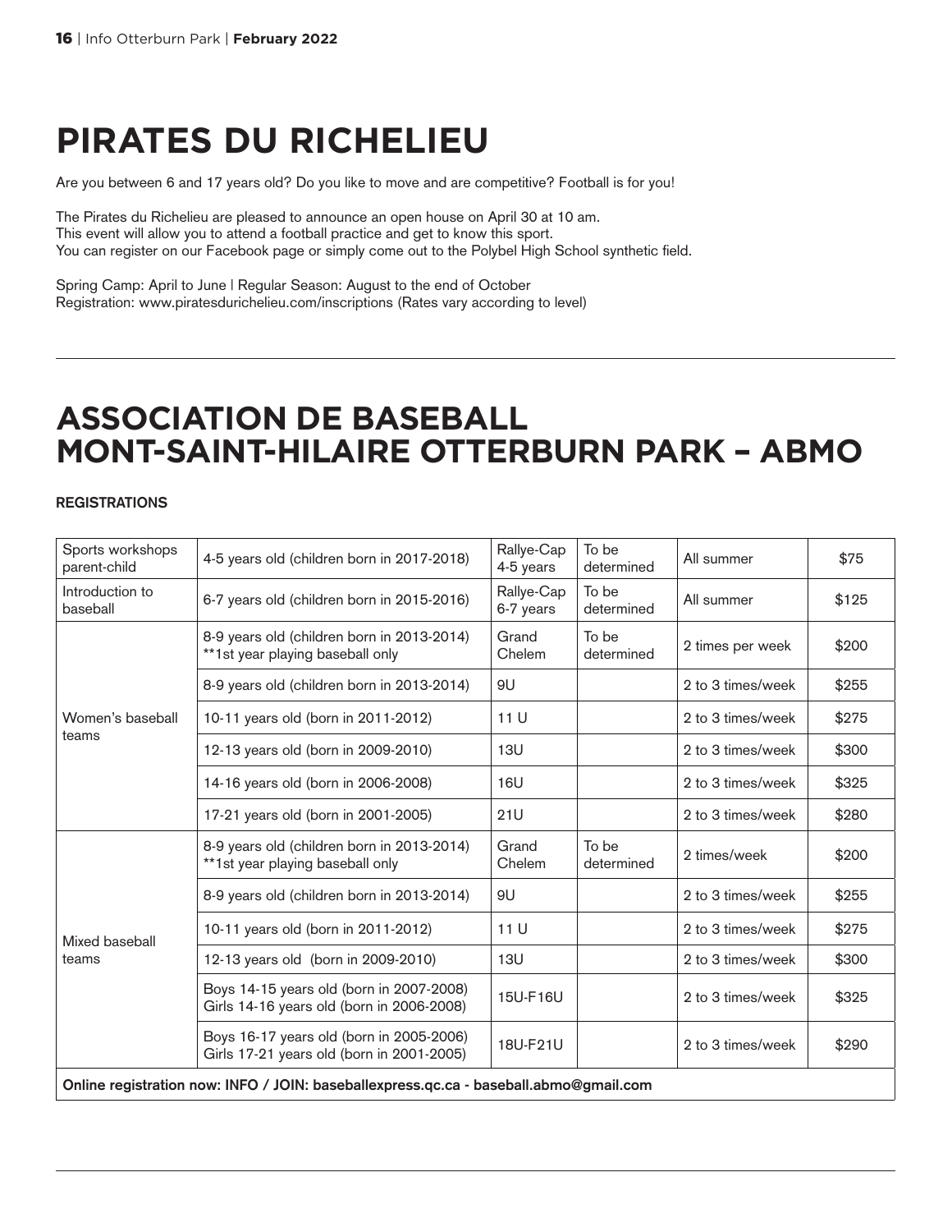# PIRATES DU RICHELIEU

Are you between 6 and 17 years old? Do you like to move and are competitive? Football is for you!

The Pirates du Richelieu are pleased to announce an open house on April 30 at 10 am.
This event will allow you to attend a football practice and get to know this sport.
You can register on our Facebook page or simply come out to the Polybel High School synthetic field.

Spring Camp: April to June | Regular Season: August to the end of October
Registration: www.piratesdurichelieu.com/inscriptions (Rates vary according to level)

# ASSOCIATION DE BASEBALL MONT-SAINT-HILAIRE OTTERBURN PARK – ABMO

**REGISTRATIONS**

| | | | | | |
|---|---|---|---|---|---|
| Sports workshops parent-child | 4-5 years old (children born in 2017-2018) | Rallye-Cap 4-5 years | To be determined | All summer | $75 |
| Introduction to baseball | 6-7 years old (children born in 2015-2016) | Rallye-Cap 6-7 years | To be determined | All summer | $125 |
| Women's baseball teams | 8-9 years old (children born in 2013-2014) **1st year playing baseball only | Grand Chelem | To be determined | 2 times per week | $200 |
| | 8-9 years old (children born in 2013-2014) | 9U | | 2 to 3 times/week | $255 |
| | 10-11 years old (born in 2011-2012) | 11 U | | 2 to 3 times/week | $275 |
| | 12-13 years old (born in 2009-2010) | 13U | | 2 to 3 times/week | $300 |
| | 14-16 years old (born in 2006-2008) | 16U | | 2 to 3 times/week | $325 |
| | 17-21 years old (born in 2001-2005) | 21U | | 2 to 3 times/week | $280 |
| Mixed baseball teams | 8-9 years old (children born in 2013-2014) **1st year playing baseball only | Grand Chelem | To be determined | 2 times/week | $200 |
| | 8-9 years old (children born in 2013-2014) | 9U | | 2 to 3 times/week | $255 |
| | 10-11 years old (born in 2011-2012) | 11 U | | 2 to 3 times/week | $275 |
| | 12-13 years old (born in 2009-2010) | 13U | | 2 to 3 times/week | $300 |
| | Boys 14-15 years old (born in 2007-2008) Girls 14-16 years old (born in 2006-2008) | 15U-F16U | | 2 to 3 times/week | $325 |
| | Boys 16-17 years old (born in 2005-2006) Girls 17-21 years old (born in 2001-2005) | 18U-F21U | | 2 to 3 times/week | $290 |

**Online registration now: INFO / JOIN: baseballexpress.qc.ca - baseball.abmo@gmail.com**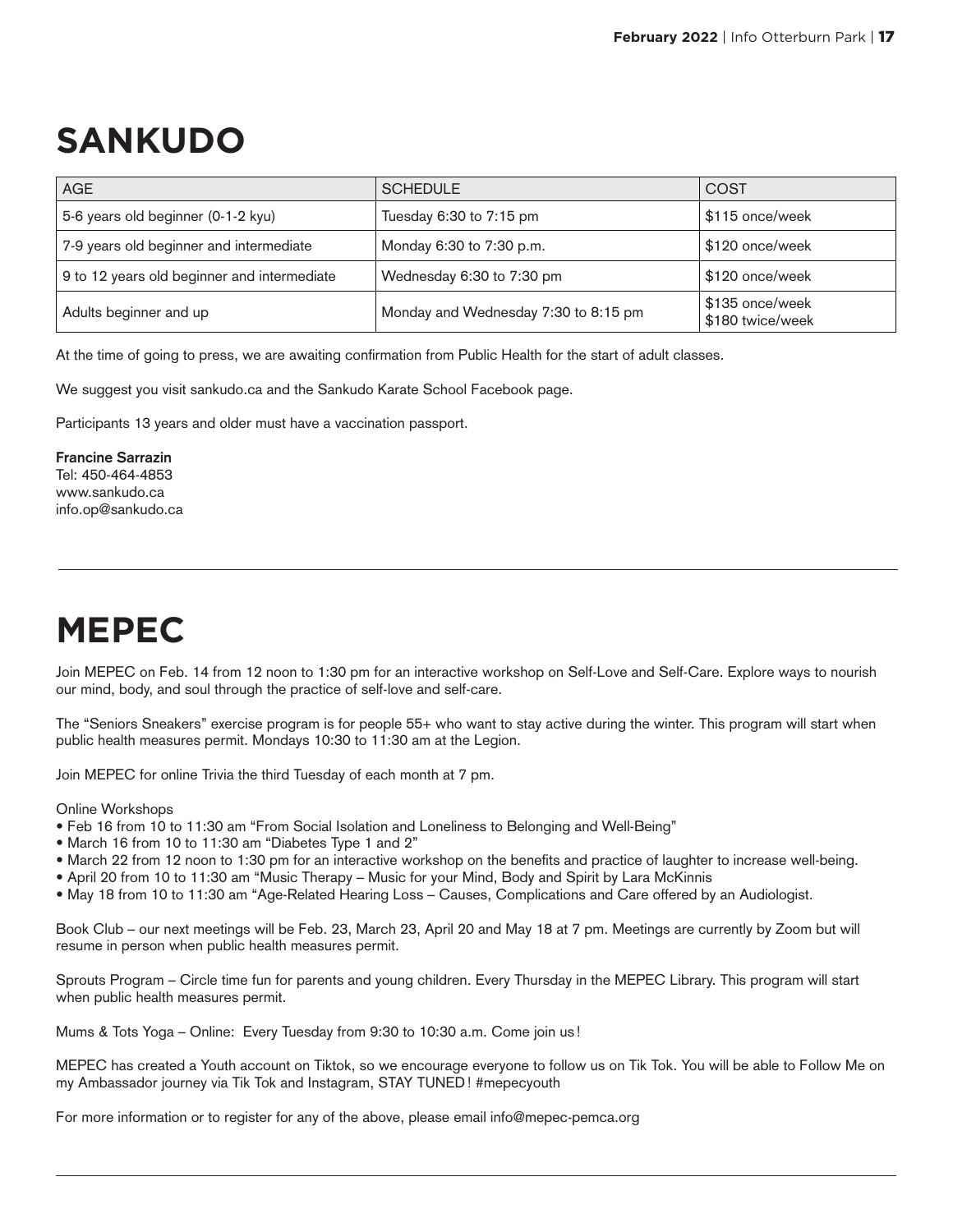# SANKUDO

| AGE | SCHEDULE | COST |
|---|---|---|
| 5-6 years old beginner (0-1-2 kyu) | Tuesday 6:30 to 7:15 pm | $115 once/week |
| 7-9 years old beginner and intermediate | Monday 6:30 to 7:30 p.m. | $120 once/week |
| 9 to 12 years old beginner and intermediate | Wednesday 6:30 to 7:30 pm | $120 once/week |
| Adults beginner and up | Monday and Wednesday 7:30 to 8:15 pm | $135 once/week<br>$180 twice/week |

At the time of going to press, we are awaiting confirmation from Public Health for the start of adult classes.

We suggest you visit sankudo.ca and the Sankudo Karate School Facebook page.

Participants 13 years and older must have a vaccination passport.

**Francine Sarrazin**
Tel: 450-464-4853
www.sankudo.ca
info.op@sankudo.ca

# MEPEC

Join MEPEC on Feb. 14 from 12 noon to 1:30 pm for an interactive workshop on Self-Love and Self-Care. Explore ways to nourish our mind, body, and soul through the practice of self-love and self-care.

The "Seniors Sneakers" exercise program is for people 55+ who want to stay active during the winter. This program will start when public health measures permit. Mondays 10:30 to 11:30 am at the Legion.

Join MEPEC for online Trivia the third Tuesday of each month at 7 pm.

Online Workshops

- Feb 16 from 10 to 11:30 am "From Social Isolation and Loneliness to Belonging and Well-Being"
- March 16 from 10 to 11:30 am "Diabetes Type 1 and 2"
- March 22 from 12 noon to 1:30 pm for an interactive workshop on the benefits and practice of laughter to increase well-being.
- April 20 from 10 to 11:30 am "Music Therapy – Music for your Mind, Body and Spirit by Lara McKinnis
- May 18 from 10 to 11:30 am "Age-Related Hearing Loss – Causes, Complications and Care offered by an Audiologist.

Book Club – our next meetings will be Feb. 23, March 23, April 20 and May 18 at 7 pm. Meetings are currently by Zoom but will resume in person when public health measures permit.

Sprouts Program – Circle time fun for parents and young children. Every Thursday in the MEPEC Library. This program will start when public health measures permit.

Mums & Tots Yoga – Online: Every Tuesday from 9:30 to 10:30 a.m. Come join us!

MEPEC has created a Youth account on Tiktok, so we encourage everyone to follow us on Tik Tok. You will be able to Follow Me on my Ambassador journey via Tik Tok and Instagram, STAY TUNED! #mepecyouth

For more information or to register for any of the above, please email info@mepec-pemca.org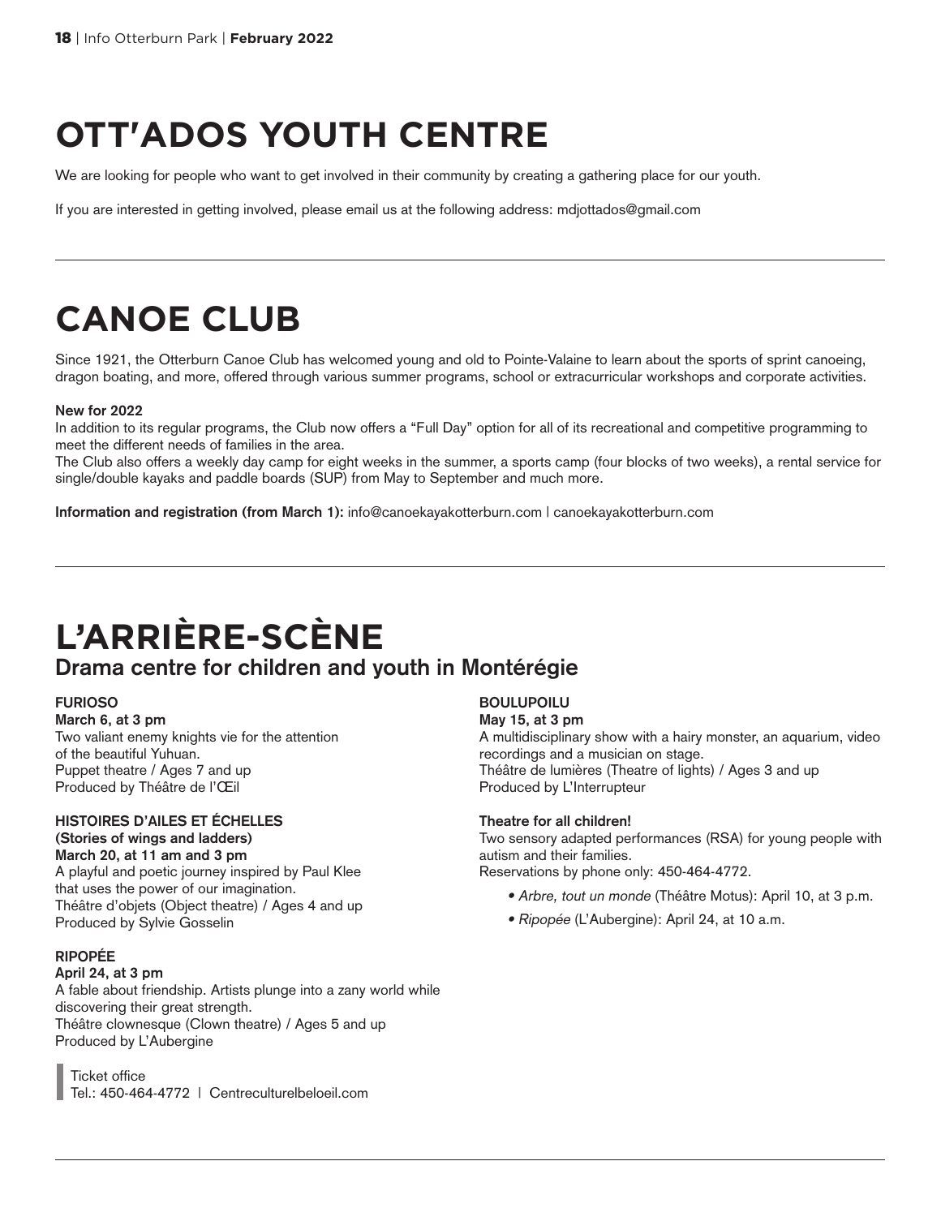# OTT'ADOS YOUTH CENTRE

We are looking for people who want to get involved in their community by creating a gathering place for our youth.

If you are interested in getting involved, please email us at the following address: mdjottados@gmail.com

---

# CANOE CLUB

Since 1921, the Otterburn Canoe Club has welcomed young and old to Pointe-Valaine to learn about the sports of sprint canoeing, dragon boating, and more, offered through various summer programs, school or extracurricular workshops and corporate activities.

**New for 2022**
In addition to its regular programs, the Club now offers a "Full Day" option for all of its recreational and competitive programming to meet the different needs of families in the area.
The Club also offers a weekly day camp for eight weeks in the summer, a sports camp (four blocks of two weeks), a rental service for single/double kayaks and paddle boards (SUP) from May to September and much more.

**Information and registration (from March 1):** info@canoekayakotterburn.com | canoekayakotterburn.com

---

# L'ARRIÈRE-SCÈNE

## Drama centre for children and youth in Montérégie

**FURIOSO**
**March 6, at 3 pm**
Two valiant enemy knights vie for the attention of the beautiful Yuhuan.
Puppet theatre / Ages 7 and up
Produced by Théâtre de l'Œil

**HISTOIRES D'AILES ET ÉCHELLES**
**(Stories of wings and ladders)**
**March 20, at 11 am and 3 pm**
A playful and poetic journey inspired by Paul Klee that uses the power of our imagination.
Théâtre d'objets (Object theatre) / Ages 4 and up
Produced by Sylvie Gosselin

**RIPOPÉE**
**April 24, at 3 pm**
A fable about friendship. Artists plunge into a zany world while discovering their great strength.
Théâtre clownesque (Clown theatre) / Ages 5 and up
Produced by L'Aubergine

> Ticket office
> Tel.: 450-464-4772 | Centreculturelbeloeil.com

**BOULUPOILU**
**May 15, at 3 pm**
A multidisciplinary show with a hairy monster, an aquarium, video recordings and a musician on stage.
Théâtre de lumières (Theatre of lights) / Ages 3 and up
Produced by L'Interrupteur

**Theatre for all children!**
Two sensory adapted performances (RSA) for young people with autism and their families.
Reservations by phone only: 450-464-4772.

- *Arbre, tout un monde* (Théâtre Motus): April 10, at 3 p.m.
- *Ripopée* (L'Aubergine): April 24, at 10 a.m.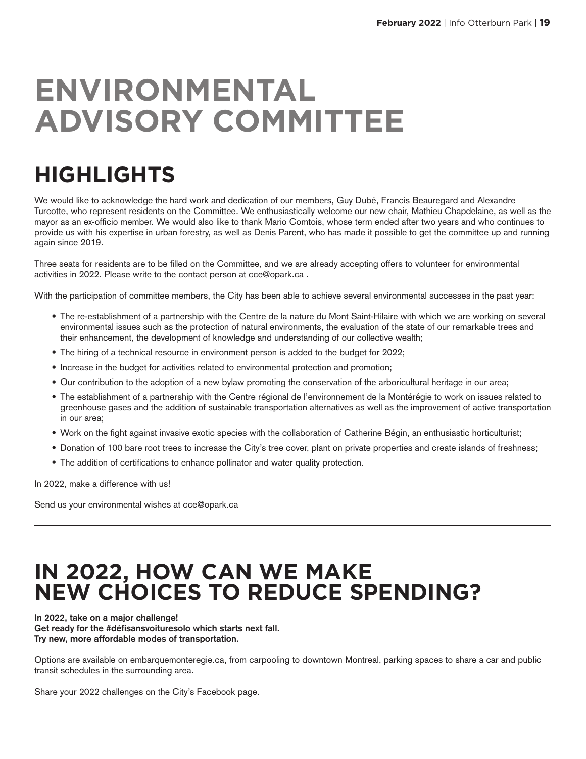# ENVIRONMENTAL ADVISORY COMMITTEE

## HIGHLIGHTS

We would like to acknowledge the hard work and dedication of our members, Guy Dubé, Francis Beauregard and Alexandre Turcotte, who represent residents on the Committee. We enthusiastically welcome our new chair, Mathieu Chapdelaine, as well as the mayor as an ex-officio member. We would also like to thank Mario Comtois, whose term ended after two years and who continues to provide us with his expertise in urban forestry, as well as Denis Parent, who has made it possible to get the committee up and running again since 2019.

Three seats for residents are to be filled on the Committee, and we are already accepting offers to volunteer for environmental activities in 2022. Please write to the contact person at cce@opark.ca .

With the participation of committee members, the City has been able to achieve several environmental successes in the past year:

- The re-establishment of a partnership with the Centre de la nature du Mont Saint-Hilaire with which we are working on several environmental issues such as the protection of natural environments, the evaluation of the state of our remarkable trees and their enhancement, the development of knowledge and understanding of our collective wealth;
- The hiring of a technical resource in environment person is added to the budget for 2022;
- Increase in the budget for activities related to environmental protection and promotion;
- Our contribution to the adoption of a new bylaw promoting the conservation of the arboricultural heritage in our area;
- The establishment of a partnership with the Centre régional de l'environnement de la Montérégie to work on issues related to greenhouse gases and the addition of sustainable transportation alternatives as well as the improvement of active transportation in our area;
- Work on the fight against invasive exotic species with the collaboration of Catherine Bégin, an enthusiastic horticulturist;
- Donation of 100 bare root trees to increase the City's tree cover, plant on private properties and create islands of freshness;
- The addition of certifications to enhance pollinator and water quality protection.

In 2022, make a difference with us!

Send us your environmental wishes at cce@opark.ca

---

## IN 2022, HOW CAN WE MAKE NEW CHOICES TO REDUCE SPENDING?

**In 2022, take on a major challenge!**
**Get ready for the #défisansvoituresolo which starts next fall.**
**Try new, more affordable modes of transportation.**

Options are available on embarquemonteregie.ca, from carpooling to downtown Montreal, parking spaces to share a car and public transit schedules in the surrounding area.

Share your 2022 challenges on the City's Facebook page.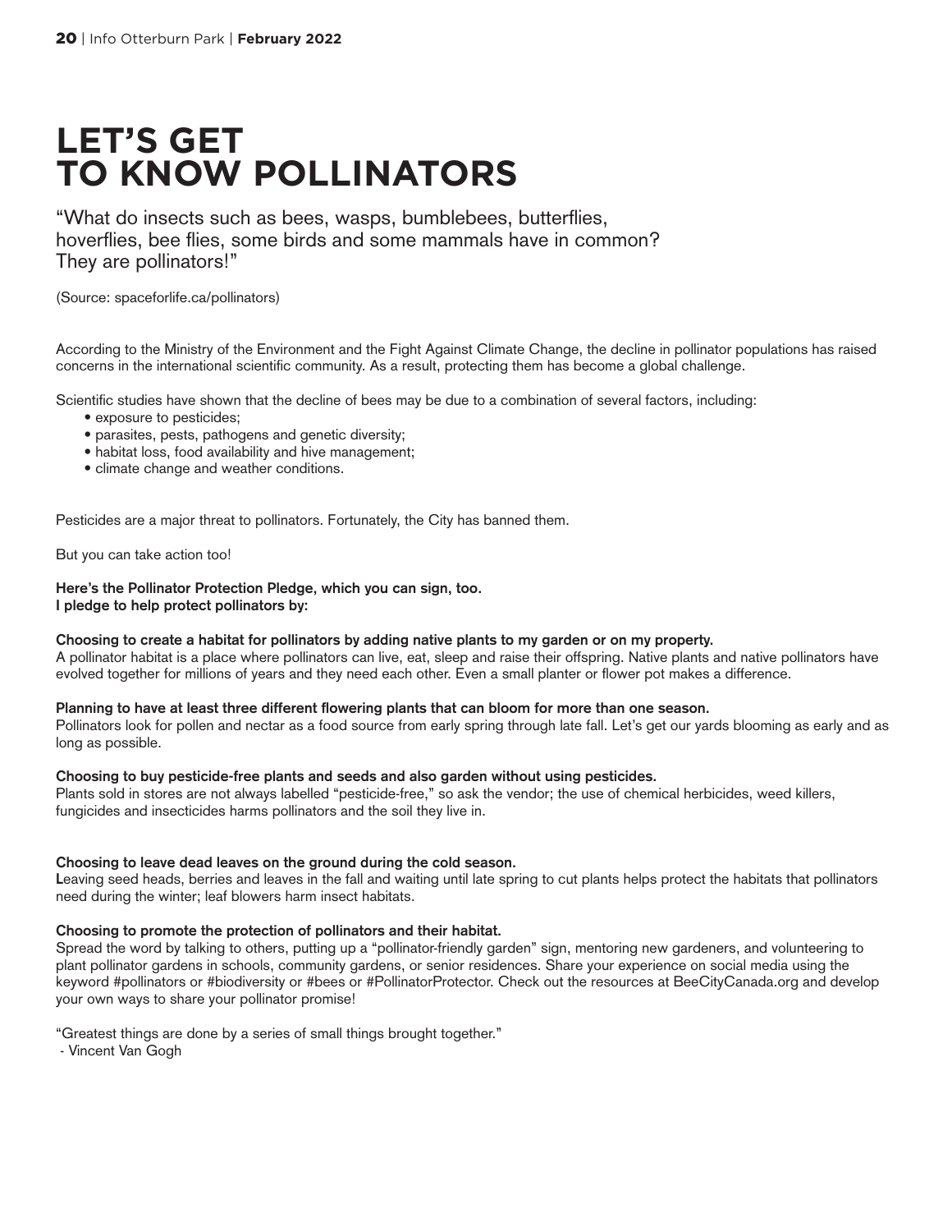# LET'S GET TO KNOW POLLINATORS

"What do insects such as bees, wasps, bumblebees, butterflies, hoverflies, bee flies, some birds and some mammals have in common? They are pollinators!"

(Source: spaceforlife.ca/pollinators)

According to the Ministry of the Environment and the Fight Against Climate Change, the decline in pollinator populations has raised concerns in the international scientific community. As a result, protecting them has become a global challenge.

Scientific studies have shown that the decline of bees may be due to a combination of several factors, including:

- exposure to pesticides;
- parasites, pests, pathogens and genetic diversity;
- habitat loss, food availability and hive management;
- climate change and weather conditions.

Pesticides are a major threat to pollinators. Fortunately, the City has banned them.

But you can take action too!

**Here's the Pollinator Protection Pledge, which you can sign, too.**
**I pledge to help protect pollinators by:**

**Choosing to create a habitat for pollinators by adding native plants to my garden or on my property.**
A pollinator habitat is a place where pollinators can live, eat, sleep and raise their offspring. Native plants and native pollinators have evolved together for millions of years and they need each other. Even a small planter or flower pot makes a difference.

**Planning to have at least three different flowering plants that can bloom for more than one season.**
Pollinators look for pollen and nectar as a food source from early spring through late fall. Let's get our yards blooming as early and as long as possible.

**Choosing to buy pesticide-free plants and seeds and also garden without using pesticides.**
Plants sold in stores are not always labelled "pesticide-free," so ask the vendor; the use of chemical herbicides, weed killers, fungicides and insecticides harms pollinators and the soil they live in.

**Choosing to leave dead leaves on the ground during the cold season.**
**L**eaving seed heads, berries and leaves in the fall and waiting until late spring to cut plants helps protect the habitats that pollinators need during the winter; leaf blowers harm insect habitats.

**Choosing to promote the protection of pollinators and their habitat.**
Spread the word by talking to others, putting up a "pollinator-friendly garden" sign, mentoring new gardeners, and volunteering to plant pollinator gardens in schools, community gardens, or senior residences. Share your experience on social media using the keyword #pollinators or #biodiversity or #bees or #PollinatorProtector. Check out the resources at BeeCityCanada.org and develop your own ways to share your pollinator promise!

"Greatest things are done by a series of small things brought together."
- Vincent Van Gogh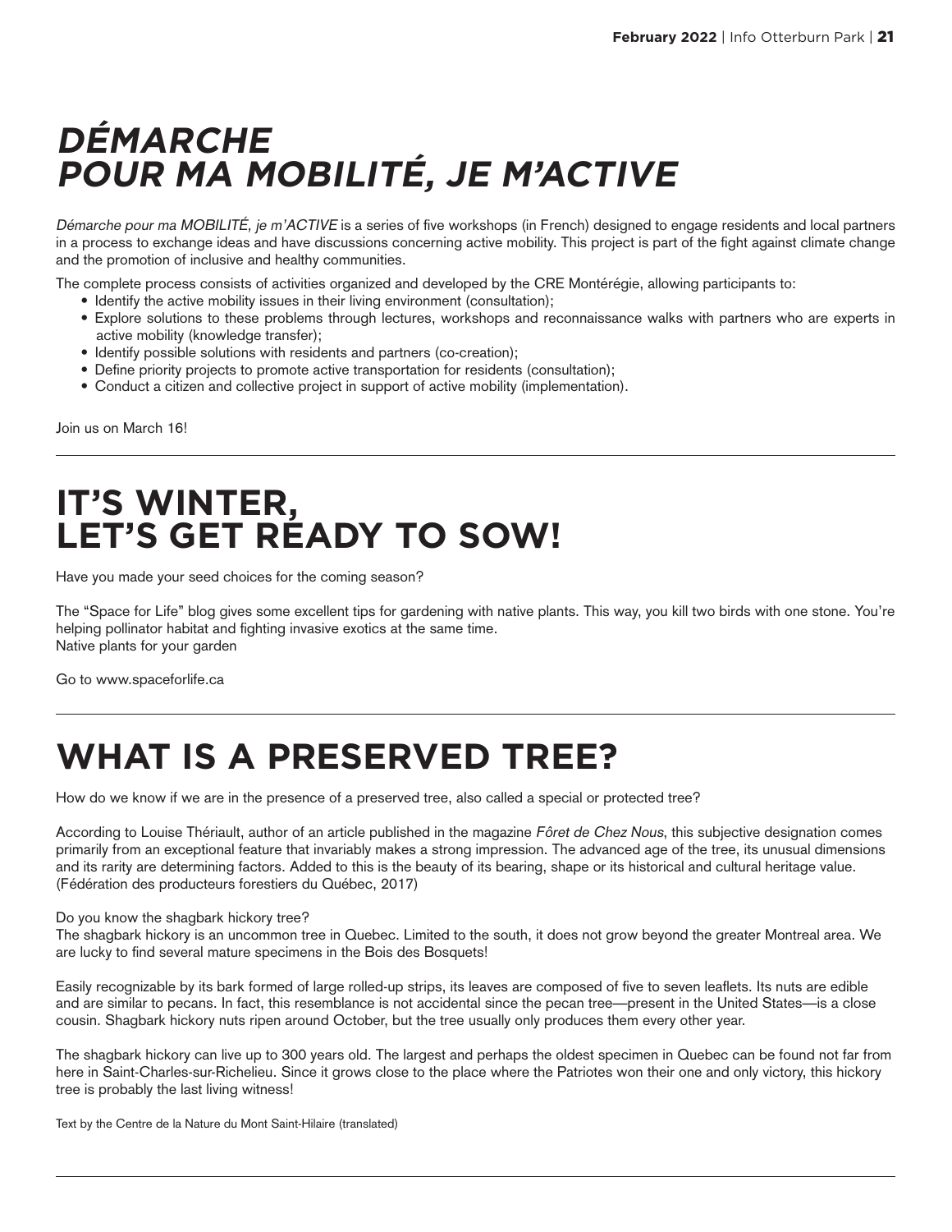# *DÉMARCHE POUR MA MOBILITÉ, JE M'ACTIVE*

*Démarche pour ma MOBILITÉ, je m'ACTIVE* is a series of five workshops (in French) designed to engage residents and local partners in a process to exchange ideas and have discussions concerning active mobility. This project is part of the fight against climate change and the promotion of inclusive and healthy communities.

The complete process consists of activities organized and developed by the CRE Montérégie, allowing participants to:

- Identify the active mobility issues in their living environment (consultation);
- Explore solutions to these problems through lectures, workshops and reconnaissance walks with partners who are experts in active mobility (knowledge transfer);
- Identify possible solutions with residents and partners (co-creation);
- Define priority projects to promote active transportation for residents (consultation);
- Conduct a citizen and collective project in support of active mobility (implementation).

Join us on March 16!

---

# IT'S WINTER, LET'S GET READY TO SOW!

Have you made your seed choices for the coming season?

The "Space for Life" blog gives some excellent tips for gardening with native plants. This way, you kill two birds with one stone. You're helping pollinator habitat and fighting invasive exotics at the same time.
Native plants for your garden

Go to www.spaceforlife.ca

---

# WHAT IS A PRESERVED TREE?

How do we know if we are in the presence of a preserved tree, also called a special or protected tree?

According to Louise Thériault, author of an article published in the magazine *Fôret de Chez Nous*, this subjective designation comes primarily from an exceptional feature that invariably makes a strong impression. The advanced age of the tree, its unusual dimensions and its rarity are determining factors. Added to this is the beauty of its bearing, shape or its historical and cultural heritage value. (Fédération des producteurs forestiers du Québec, 2017)

Do you know the shagbark hickory tree?
The shagbark hickory is an uncommon tree in Quebec. Limited to the south, it does not grow beyond the greater Montreal area. We are lucky to find several mature specimens in the Bois des Bosquets!

Easily recognizable by its bark formed of large rolled-up strips, its leaves are composed of five to seven leaflets. Its nuts are edible and are similar to pecans. In fact, this resemblance is not accidental since the pecan tree—present in the United States—is a close cousin. Shagbark hickory nuts ripen around October, but the tree usually only produces them every other year.

The shagbark hickory can live up to 300 years old. The largest and perhaps the oldest specimen in Quebec can be found not far from here in Saint-Charles-sur-Richelieu. Since it grows close to the place where the Patriotes won their one and only victory, this hickory tree is probably the last living witness!

Text by the Centre de la Nature du Mont Saint-Hilaire (translated)